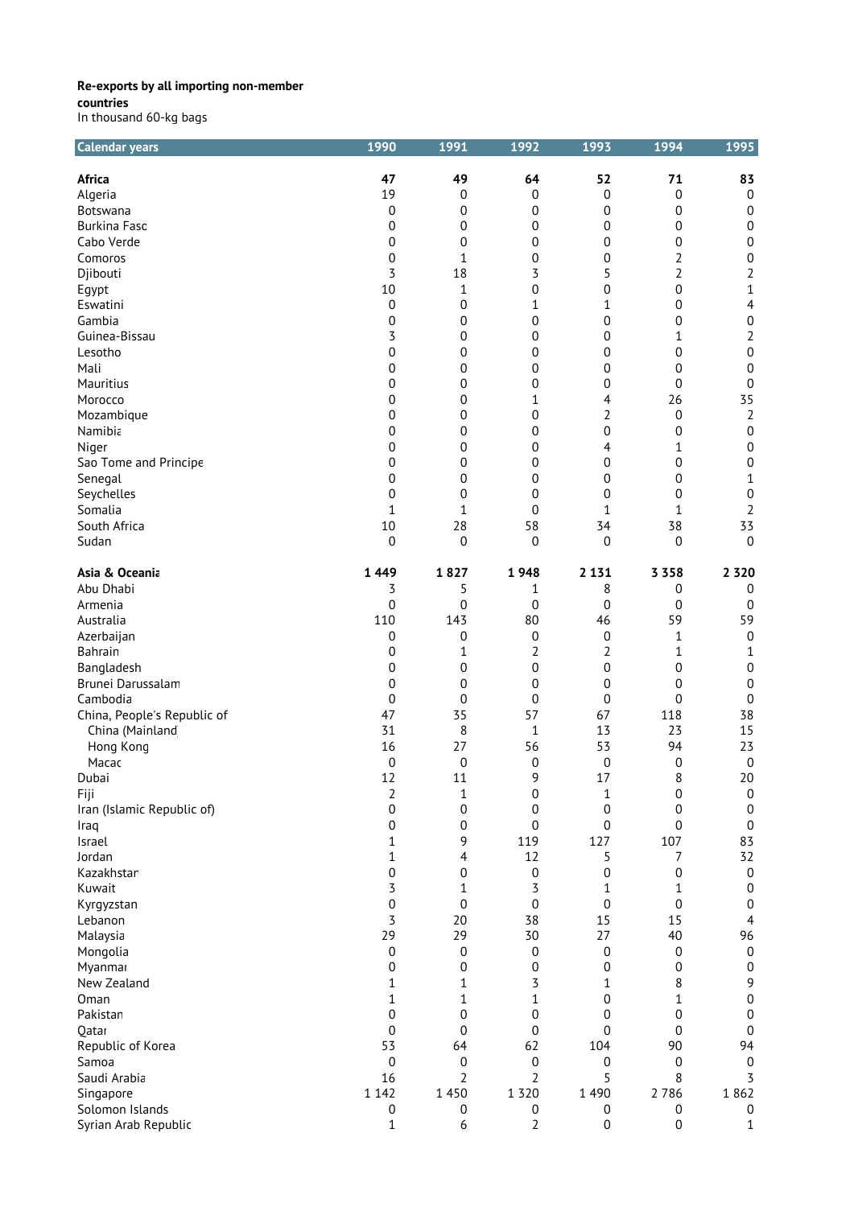**Re-exports by all importing non-member countries**

In thousand 60-kg bags

| Calendar years | 1990 | 1991 | 1992 | 1993 | 1994 | 1995 |
|---|---|---|---|---|---|---|
| **Africa** | **47** | **49** | **64** | **52** | **71** | **83** |
| Algeria | 19 | 0 | 0 | 0 | 0 | 0 |
| Botswana | 0 | 0 | 0 | 0 | 0 | 0 |
| Burkina Faso | 0 | 0 | 0 | 0 | 0 | 0 |
| Cabo Verde | 0 | 0 | 0 | 0 | 0 | 0 |
| Comoros | 0 | 1 | 0 | 0 | 2 | 0 |
| Djibouti | 3 | 18 | 3 | 5 | 2 | 2 |
| Egypt | 10 | 1 | 0 | 0 | 0 | 1 |
| Eswatini | 0 | 0 | 1 | 1 | 0 | 4 |
| Gambia | 0 | 0 | 0 | 0 | 0 | 0 |
| Guinea-Bissau | 3 | 0 | 0 | 0 | 1 | 2 |
| Lesotho | 0 | 0 | 0 | 0 | 0 | 0 |
| Mali | 0 | 0 | 0 | 0 | 0 | 0 |
| Mauritius | 0 | 0 | 0 | 0 | 0 | 0 |
| Morocco | 0 | 0 | 1 | 4 | 26 | 35 |
| Mozambique | 0 | 0 | 0 | 2 | 0 | 2 |
| Namibia | 0 | 0 | 0 | 0 | 0 | 0 |
| Niger | 0 | 0 | 0 | 4 | 1 | 0 |
| Sao Tome and Principe | 0 | 0 | 0 | 0 | 0 | 0 |
| Senegal | 0 | 0 | 0 | 0 | 0 | 1 |
| Seychelles | 0 | 0 | 0 | 0 | 0 | 0 |
| Somalia | 1 | 1 | 0 | 1 | 1 | 2 |
| South Africa | 10 | 28 | 58 | 34 | 38 | 33 |
| Sudan | 0 | 0 | 0 | 0 | 0 | 0 |
| **Asia & Oceania** | **1 449** | **1 827** | **1 948** | **2 131** | **3 358** | **2 320** |
| Abu Dhabi | 3 | 5 | 1 | 8 | 0 | 0 |
| Armenia | 0 | 0 | 0 | 0 | 0 | 0 |
| Australia | 110 | 143 | 80 | 46 | 59 | 59 |
| Azerbaijan | 0 | 0 | 0 | 0 | 1 | 0 |
| Bahrain | 0 | 1 | 2 | 2 | 1 | 1 |
| Bangladesh | 0 | 0 | 0 | 0 | 0 | 0 |
| Brunei Darussalam | 0 | 0 | 0 | 0 | 0 | 0 |
| Cambodia | 0 | 0 | 0 | 0 | 0 | 0 |
| China, People's Republic of | 47 | 35 | 57 | 67 | 118 | 38 |
| China (Mainland) | 31 | 8 | 1 | 13 | 23 | 15 |
| Hong Kong | 16 | 27 | 56 | 53 | 94 | 23 |
| Macao | 0 | 0 | 0 | 0 | 0 | 0 |
| Dubai | 12 | 11 | 9 | 17 | 8 | 20 |
| Fiji | 2 | 1 | 0 | 1 | 0 | 0 |
| Iran (Islamic Republic of) | 0 | 0 | 0 | 0 | 0 | 0 |
| Iraq | 0 | 0 | 0 | 0 | 0 | 0 |
| Israel | 1 | 9 | 119 | 127 | 107 | 83 |
| Jordan | 1 | 4 | 12 | 5 | 7 | 32 |
| Kazakhstan | 0 | 0 | 0 | 0 | 0 | 0 |
| Kuwait | 3 | 1 | 3 | 1 | 1 | 0 |
| Kyrgyzstan | 0 | 0 | 0 | 0 | 0 | 0 |
| Lebanon | 3 | 20 | 38 | 15 | 15 | 4 |
| Malaysia | 29 | 29 | 30 | 27 | 40 | 96 |
| Mongolia | 0 | 0 | 0 | 0 | 0 | 0 |
| Myanmar | 0 | 0 | 0 | 0 | 0 | 0 |
| New Zealand | 1 | 1 | 3 | 1 | 8 | 9 |
| Oman | 1 | 1 | 1 | 0 | 1 | 0 |
| Pakistan | 0 | 0 | 0 | 0 | 0 | 0 |
| Qatar | 0 | 0 | 0 | 0 | 0 | 0 |
| Republic of Korea | 53 | 64 | 62 | 104 | 90 | 94 |
| Samoa | 0 | 0 | 0 | 0 | 0 | 0 |
| Saudi Arabia | 16 | 2 | 2 | 5 | 8 | 3 |
| Singapore | 1 142 | 1 450 | 1 320 | 1 490 | 2 786 | 1 862 |
| Solomon Islands | 0 | 0 | 0 | 0 | 0 | 0 |
| Syrian Arab Republic | 1 | 6 | 2 | 0 | 0 | 1 |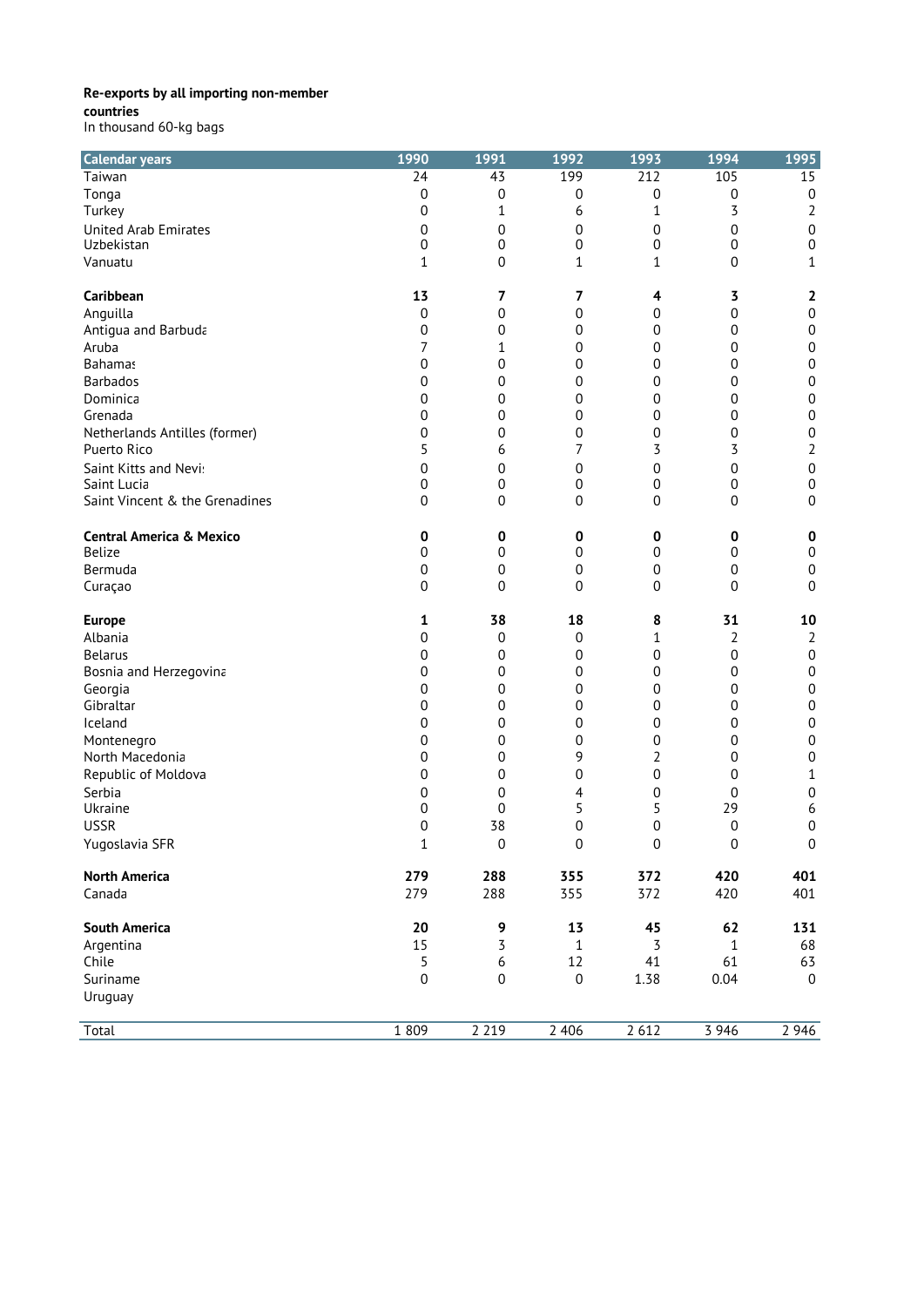**Re-exports by all importing non-member countries**
In thousand 60-kg bags

| Calendar years | 1990 | 1991 | 1992 | 1993 | 1994 | 1995 |
|---|---|---|---|---|---|---|
| Taiwan | 24 | 43 | 199 | 212 | 105 | 15 |
| Tonga | 0 | 0 | 0 | 0 | 0 | 0 |
| Turkey | 0 | 1 | 6 | 1 | 3 | 2 |
| United Arab Emirates | 0 | 0 | 0 | 0 | 0 | 0 |
| Uzbekistan | 0 | 0 | 0 | 0 | 0 | 0 |
| Vanuatu | 1 | 0 | 1 | 1 | 0 | 1 |
| | | | | | | |
| **Caribbean** | **13** | **7** | **7** | **4** | **3** | **2** |
| Anguilla | 0 | 0 | 0 | 0 | 0 | 0 |
| Antigua and Barbuda | 0 | 0 | 0 | 0 | 0 | 0 |
| Aruba | 7 | 1 | 0 | 0 | 0 | 0 |
| Bahamas | 0 | 0 | 0 | 0 | 0 | 0 |
| Barbados | 0 | 0 | 0 | 0 | 0 | 0 |
| Dominica | 0 | 0 | 0 | 0 | 0 | 0 |
| Grenada | 0 | 0 | 0 | 0 | 0 | 0 |
| Netherlands Antilles (former) | 0 | 0 | 0 | 0 | 0 | 0 |
| Puerto Rico | 5 | 6 | 7 | 3 | 3 | 2 |
| Saint Kitts and Nevis | 0 | 0 | 0 | 0 | 0 | 0 |
| Saint Lucia | 0 | 0 | 0 | 0 | 0 | 0 |
| Saint Vincent & the Grenadines | 0 | 0 | 0 | 0 | 0 | 0 |
| | | | | | | |
| **Central America & Mexico** | **0** | **0** | **0** | **0** | **0** | **0** |
| Belize | 0 | 0 | 0 | 0 | 0 | 0 |
| Bermuda | 0 | 0 | 0 | 0 | 0 | 0 |
| Curaçao | 0 | 0 | 0 | 0 | 0 | 0 |
| | | | | | | |
| **Europe** | **1** | **38** | **18** | **8** | **31** | **10** |
| Albania | 0 | 0 | 0 | 1 | 2 | 2 |
| Belarus | 0 | 0 | 0 | 0 | 0 | 0 |
| Bosnia and Herzegovina | 0 | 0 | 0 | 0 | 0 | 0 |
| Georgia | 0 | 0 | 0 | 0 | 0 | 0 |
| Gibraltar | 0 | 0 | 0 | 0 | 0 | 0 |
| Iceland | 0 | 0 | 0 | 0 | 0 | 0 |
| Montenegro | 0 | 0 | 0 | 0 | 0 | 0 |
| North Macedonia | 0 | 0 | 9 | 2 | 0 | 0 |
| Republic of Moldova | 0 | 0 | 0 | 0 | 0 | 1 |
| Serbia | 0 | 0 | 4 | 0 | 0 | 0 |
| Ukraine | 0 | 0 | 5 | 5 | 29 | 6 |
| USSR | 0 | 38 | 0 | 0 | 0 | 0 |
| Yugoslavia SFR | 1 | 0 | 0 | 0 | 0 | 0 |
| | | | | | | |
| **North America** | **279** | **288** | **355** | **372** | **420** | **401** |
| Canada | 279 | 288 | 355 | 372 | 420 | 401 |
| | | | | | | |
| **South America** | **20** | **9** | **13** | **45** | **62** | **131** |
| Argentina | 15 | 3 | 1 | 3 | 1 | 68 |
| Chile | 5 | 6 | 12 | 41 | 61 | 63 |
| Suriname | 0 | 0 | 0 | 1.38 | 0.04 | 0 |
| Uruguay | | | | | | |
| | | | | | | |
| Total | 1 809 | 2 219 | 2 406 | 2 612 | 3 946 | 2 946 |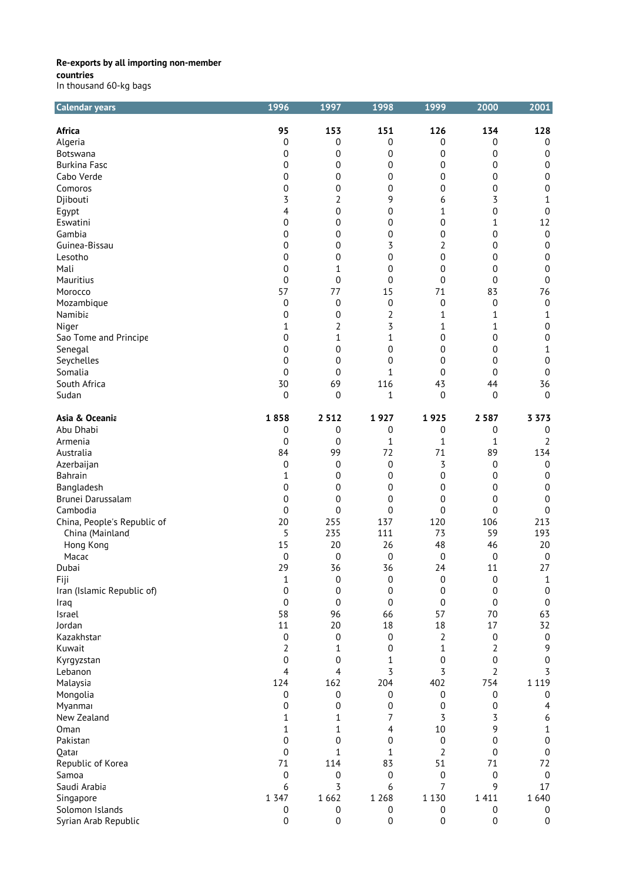**Re-exports by all importing non-member countries**

In thousand 60-kg bags

| Calendar years | 1996 | 1997 | 1998 | 1999 | 2000 | 2001 |
|---|---|---|---|---|---|---|
| **Africa** | **95** | **153** | **151** | **126** | **134** | **128** |
| Algeria | 0 | 0 | 0 | 0 | 0 | 0 |
| Botswana | 0 | 0 | 0 | 0 | 0 | 0 |
| Burkina Faso | 0 | 0 | 0 | 0 | 0 | 0 |
| Cabo Verde | 0 | 0 | 0 | 0 | 0 | 0 |
| Comoros | 0 | 0 | 0 | 0 | 0 | 0 |
| Djibouti | 3 | 2 | 9 | 6 | 3 | 1 |
| Egypt | 4 | 0 | 0 | 1 | 0 | 0 |
| Eswatini | 0 | 0 | 0 | 0 | 1 | 12 |
| Gambia | 0 | 0 | 0 | 0 | 0 | 0 |
| Guinea-Bissau | 0 | 0 | 3 | 2 | 0 | 0 |
| Lesotho | 0 | 0 | 0 | 0 | 0 | 0 |
| Mali | 0 | 1 | 0 | 0 | 0 | 0 |
| Mauritius | 0 | 0 | 0 | 0 | 0 | 0 |
| Morocco | 57 | 77 | 15 | 71 | 83 | 76 |
| Mozambique | 0 | 0 | 0 | 0 | 0 | 0 |
| Namibia | 0 | 0 | 2 | 1 | 1 | 1 |
| Niger | 1 | 2 | 3 | 1 | 1 | 0 |
| Sao Tome and Principe | 0 | 1 | 1 | 0 | 0 | 0 |
| Senegal | 0 | 0 | 0 | 0 | 0 | 1 |
| Seychelles | 0 | 0 | 0 | 0 | 0 | 0 |
| Somalia | 0 | 0 | 1 | 0 | 0 | 0 |
| South Africa | 30 | 69 | 116 | 43 | 44 | 36 |
| Sudan | 0 | 0 | 1 | 0 | 0 | 0 |
| | | | | | | |
| **Asia & Oceania** | **1 858** | **2 512** | **1 927** | **1 925** | **2 587** | **3 373** |
| Abu Dhabi | 0 | 0 | 0 | 0 | 0 | 0 |
| Armenia | 0 | 0 | 1 | 1 | 1 | 2 |
| Australia | 84 | 99 | 72 | 71 | 89 | 134 |
| Azerbaijan | 0 | 0 | 0 | 3 | 0 | 0 |
| Bahrain | 1 | 0 | 0 | 0 | 0 | 0 |
| Bangladesh | 0 | 0 | 0 | 0 | 0 | 0 |
| Brunei Darussalam | 0 | 0 | 0 | 0 | 0 | 0 |
| Cambodia | 0 | 0 | 0 | 0 | 0 | 0 |
| China, People's Republic of | 20 | 255 | 137 | 120 | 106 | 213 |
| China (Mainland) | 5 | 235 | 111 | 73 | 59 | 193 |
| Hong Kong | 15 | 20 | 26 | 48 | 46 | 20 |
| Macao | 0 | 0 | 0 | 0 | 0 | 0 |
| Dubai | 29 | 36 | 36 | 24 | 11 | 27 |
| Fiji | 1 | 0 | 0 | 0 | 0 | 1 |
| Iran (Islamic Republic of) | 0 | 0 | 0 | 0 | 0 | 0 |
| Iraq | 0 | 0 | 0 | 0 | 0 | 0 |
| Israel | 58 | 96 | 66 | 57 | 70 | 63 |
| Jordan | 11 | 20 | 18 | 18 | 17 | 32 |
| Kazakhstan | 0 | 0 | 0 | 2 | 0 | 0 |
| Kuwait | 2 | 1 | 0 | 1 | 2 | 9 |
| Kyrgyzstan | 0 | 0 | 1 | 0 | 0 | 0 |
| Lebanon | 4 | 4 | 3 | 3 | 2 | 3 |
| Malaysia | 124 | 162 | 204 | 402 | 754 | 1 119 |
| Mongolia | 0 | 0 | 0 | 0 | 0 | 0 |
| Myanmar | 0 | 0 | 0 | 0 | 0 | 4 |
| New Zealand | 1 | 1 | 7 | 3 | 3 | 6 |
| Oman | 1 | 1 | 4 | 10 | 9 | 1 |
| Pakistan | 0 | 0 | 0 | 0 | 0 | 0 |
| Qatar | 0 | 1 | 1 | 2 | 0 | 0 |
| Republic of Korea | 71 | 114 | 83 | 51 | 71 | 72 |
| Samoa | 0 | 0 | 0 | 0 | 0 | 0 |
| Saudi Arabia | 6 | 3 | 6 | 7 | 9 | 17 |
| Singapore | 1 347 | 1 662 | 1 268 | 1 130 | 1 411 | 1 640 |
| Solomon Islands | 0 | 0 | 0 | 0 | 0 | 0 |
| Syrian Arab Republic | 0 | 0 | 0 | 0 | 0 | 0 |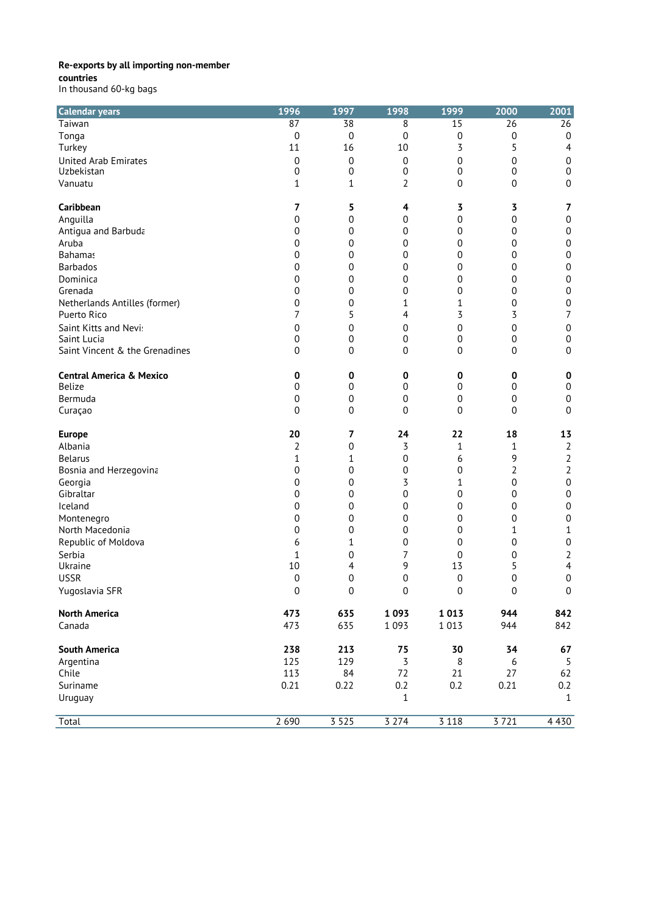**Re-exports by all importing non-member countries**

In thousand 60-kg bags

| Calendar years | 1996 | 1997 | 1998 | 1999 | 2000 | 2001 |
|---|---|---|---|---|---|---|
| Taiwan | 87 | 38 | 8 | 15 | 26 | 26 |
| Tonga | 0 | 0 | 0 | 0 | 0 | 0 |
| Turkey | 11 | 16 | 10 | 3 | 5 | 4 |
| United Arab Emirates | 0 | 0 | 0 | 0 | 0 | 0 |
| Uzbekistan | 0 | 0 | 0 | 0 | 0 | 0 |
| Vanuatu | 1 | 1 | 2 | 0 | 0 | 0 |
| | | | | | | |
| **Caribbean** | **7** | **5** | **4** | **3** | **3** | **7** |
| Anguilla | 0 | 0 | 0 | 0 | 0 | 0 |
| Antigua and Barbuda | 0 | 0 | 0 | 0 | 0 | 0 |
| Aruba | 0 | 0 | 0 | 0 | 0 | 0 |
| Bahamas | 0 | 0 | 0 | 0 | 0 | 0 |
| Barbados | 0 | 0 | 0 | 0 | 0 | 0 |
| Dominica | 0 | 0 | 0 | 0 | 0 | 0 |
| Grenada | 0 | 0 | 0 | 0 | 0 | 0 |
| Netherlands Antilles (former) | 0 | 0 | 1 | 1 | 0 | 0 |
| Puerto Rico | 7 | 5 | 4 | 3 | 3 | 7 |
| Saint Kitts and Nevis | 0 | 0 | 0 | 0 | 0 | 0 |
| Saint Lucia | 0 | 0 | 0 | 0 | 0 | 0 |
| Saint Vincent & the Grenadines | 0 | 0 | 0 | 0 | 0 | 0 |
| | | | | | | |
| **Central America & Mexico** | **0** | **0** | **0** | **0** | **0** | **0** |
| Belize | 0 | 0 | 0 | 0 | 0 | 0 |
| Bermuda | 0 | 0 | 0 | 0 | 0 | 0 |
| Curaçao | 0 | 0 | 0 | 0 | 0 | 0 |
| | | | | | | |
| **Europe** | **20** | **7** | **24** | **22** | **18** | **13** |
| Albania | 2 | 0 | 3 | 1 | 1 | 2 |
| Belarus | 1 | 1 | 0 | 6 | 9 | 2 |
| Bosnia and Herzegovina | 0 | 0 | 0 | 0 | 2 | 2 |
| Georgia | 0 | 0 | 3 | 1 | 0 | 0 |
| Gibraltar | 0 | 0 | 0 | 0 | 0 | 0 |
| Iceland | 0 | 0 | 0 | 0 | 0 | 0 |
| Montenegro | 0 | 0 | 0 | 0 | 0 | 0 |
| North Macedonia | 0 | 0 | 0 | 0 | 1 | 1 |
| Republic of Moldova | 6 | 1 | 0 | 0 | 0 | 0 |
| Serbia | 1 | 0 | 7 | 0 | 0 | 2 |
| Ukraine | 10 | 4 | 9 | 13 | 5 | 4 |
| USSR | 0 | 0 | 0 | 0 | 0 | 0 |
| Yugoslavia SFR | 0 | 0 | 0 | 0 | 0 | 0 |
| | | | | | | |
| **North America** | **473** | **635** | **1 093** | **1 013** | **944** | **842** |
| Canada | 473 | 635 | 1 093 | 1 013 | 944 | 842 |
| | | | | | | |
| **South America** | **238** | **213** | **75** | **30** | **34** | **67** |
| Argentina | 125 | 129 | 3 | 8 | 6 | 5 |
| Chile | 113 | 84 | 72 | 21 | 27 | 62 |
| Suriname | 0.21 | 0.22 | 0.2 | 0.2 | 0.21 | 0.2 |
| Uruguay | | | 1 | | | 1 |
| | | | | | | |
| Total | 2 690 | 3 525 | 3 274 | 3 118 | 3 721 | 4 430 |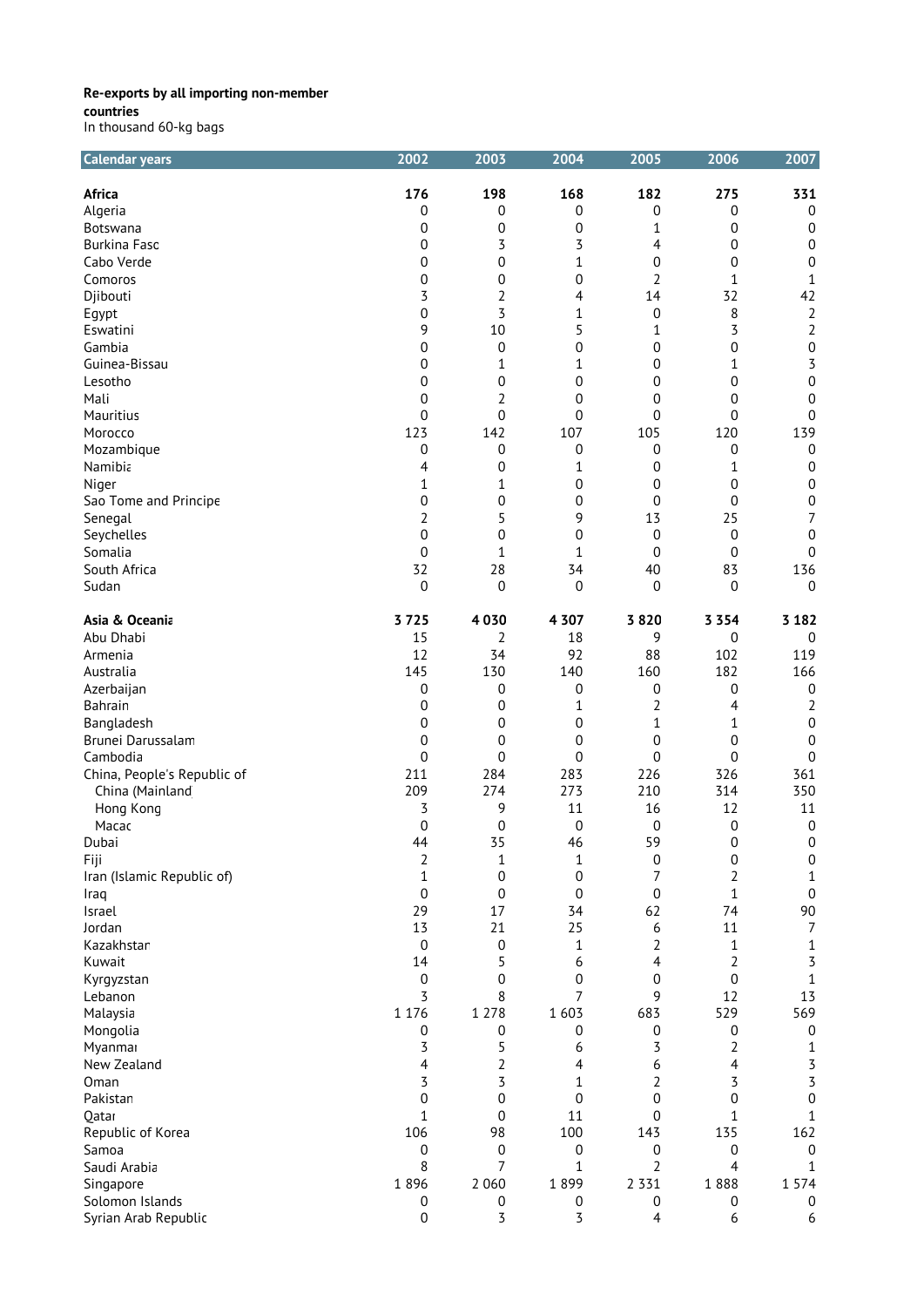**Re-exports by all importing non-member countries**

In thousand 60-kg bags

| Calendar years | 2002 | 2003 | 2004 | 2005 | 2006 | 2007 |
|---|---|---|---|---|---|---|
| **Africa** | **176** | **198** | **168** | **182** | **275** | **331** |
| Algeria | 0 | 0 | 0 | 0 | 0 | 0 |
| Botswana | 0 | 0 | 0 | 1 | 0 | 0 |
| Burkina Faso | 0 | 3 | 3 | 4 | 0 | 0 |
| Cabo Verde | 0 | 0 | 1 | 0 | 0 | 0 |
| Comoros | 0 | 0 | 0 | 2 | 1 | 1 |
| Djibouti | 3 | 2 | 4 | 14 | 32 | 42 |
| Egypt | 0 | 3 | 1 | 0 | 8 | 2 |
| Eswatini | 9 | 10 | 5 | 1 | 3 | 2 |
| Gambia | 0 | 0 | 0 | 0 | 0 | 0 |
| Guinea-Bissau | 0 | 1 | 1 | 0 | 1 | 3 |
| Lesotho | 0 | 0 | 0 | 0 | 0 | 0 |
| Mali | 0 | 2 | 0 | 0 | 0 | 0 |
| Mauritius | 0 | 0 | 0 | 0 | 0 | 0 |
| Morocco | 123 | 142 | 107 | 105 | 120 | 139 |
| Mozambique | 0 | 0 | 0 | 0 | 0 | 0 |
| Namibia | 4 | 0 | 1 | 0 | 1 | 0 |
| Niger | 1 | 1 | 0 | 0 | 0 | 0 |
| Sao Tome and Principe | 0 | 0 | 0 | 0 | 0 | 0 |
| Senegal | 2 | 5 | 9 | 13 | 25 | 7 |
| Seychelles | 0 | 0 | 0 | 0 | 0 | 0 |
| Somalia | 0 | 1 | 1 | 0 | 0 | 0 |
| South Africa | 32 | 28 | 34 | 40 | 83 | 136 |
| Sudan | 0 | 0 | 0 | 0 | 0 | 0 |
| **Asia & Oceania** | **3 725** | **4 030** | **4 307** | **3 820** | **3 354** | **3 182** |
| Abu Dhabi | 15 | 2 | 18 | 9 | 0 | 0 |
| Armenia | 12 | 34 | 92 | 88 | 102 | 119 |
| Australia | 145 | 130 | 140 | 160 | 182 | 166 |
| Azerbaijan | 0 | 0 | 0 | 0 | 0 | 0 |
| Bahrain | 0 | 0 | 1 | 2 | 4 | 2 |
| Bangladesh | 0 | 0 | 0 | 1 | 1 | 0 |
| Brunei Darussalam | 0 | 0 | 0 | 0 | 0 | 0 |
| Cambodia | 0 | 0 | 0 | 0 | 0 | 0 |
| China, People's Republic of | 211 | 284 | 283 | 226 | 326 | 361 |
| China (Mainland) | 209 | 274 | 273 | 210 | 314 | 350 |
| Hong Kong | 3 | 9 | 11 | 16 | 12 | 11 |
| Macao | 0 | 0 | 0 | 0 | 0 | 0 |
| Dubai | 44 | 35 | 46 | 59 | 0 | 0 |
| Fiji | 2 | 1 | 1 | 0 | 0 | 0 |
| Iran (Islamic Republic of) | 1 | 0 | 0 | 7 | 2 | 1 |
| Iraq | 0 | 0 | 0 | 0 | 1 | 0 |
| Israel | 29 | 17 | 34 | 62 | 74 | 90 |
| Jordan | 13 | 21 | 25 | 6 | 11 | 7 |
| Kazakhstan | 0 | 0 | 1 | 2 | 1 | 1 |
| Kuwait | 14 | 5 | 6 | 4 | 2 | 3 |
| Kyrgyzstan | 0 | 0 | 0 | 0 | 0 | 1 |
| Lebanon | 3 | 8 | 7 | 9 | 12 | 13 |
| Malaysia | 1 176 | 1 278 | 1 603 | 683 | 529 | 569 |
| Mongolia | 0 | 0 | 0 | 0 | 0 | 0 |
| Myanmar | 3 | 5 | 6 | 3 | 2 | 1 |
| New Zealand | 4 | 2 | 4 | 6 | 4 | 3 |
| Oman | 3 | 3 | 1 | 2 | 3 | 3 |
| Pakistan | 0 | 0 | 0 | 0 | 0 | 0 |
| Qatar | 1 | 0 | 11 | 0 | 1 | 1 |
| Republic of Korea | 106 | 98 | 100 | 143 | 135 | 162 |
| Samoa | 0 | 0 | 0 | 0 | 0 | 0 |
| Saudi Arabia | 8 | 7 | 1 | 2 | 4 | 1 |
| Singapore | 1 896 | 2 060 | 1 899 | 2 331 | 1 888 | 1 574 |
| Solomon Islands | 0 | 0 | 0 | 0 | 0 | 0 |
| Syrian Arab Republic | 0 | 3 | 3 | 4 | 6 | 6 |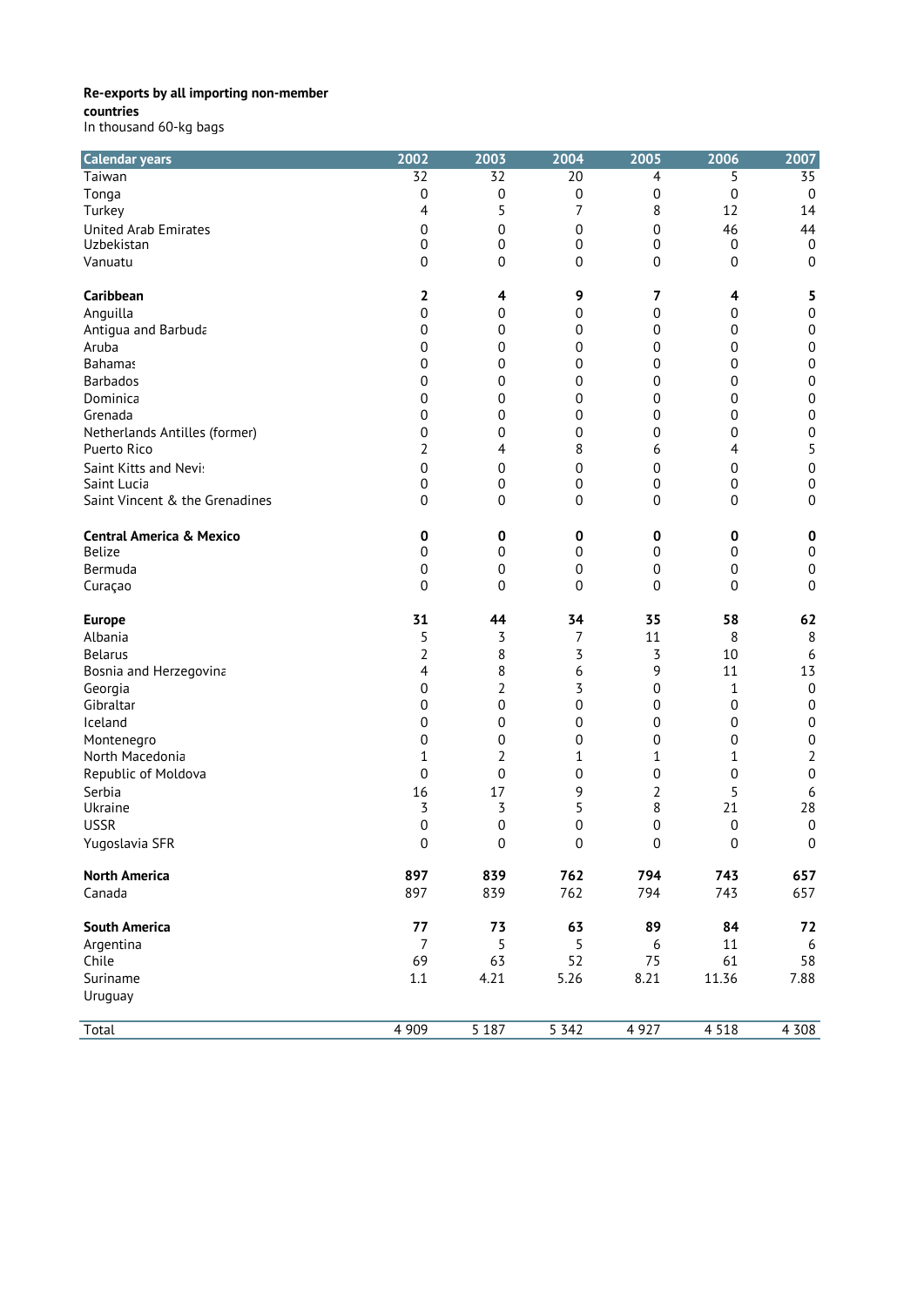**Re-exports by all importing non-member countries**

In thousand 60-kg bags

| Calendar years | 2002 | 2003 | 2004 | 2005 | 2006 | 2007 |
|---|---|---|---|---|---|---|
| Taiwan | 32 | 32 | 20 | 4 | 5 | 35 |
| Tonga | 0 | 0 | 0 | 0 | 0 | 0 |
| Turkey | 4 | 5 | 7 | 8 | 12 | 14 |
| United Arab Emirates | 0 | 0 | 0 | 0 | 46 | 44 |
| Uzbekistan | 0 | 0 | 0 | 0 | 0 | 0 |
| Vanuatu | 0 | 0 | 0 | 0 | 0 | 0 |
| | | | | | | |
| **Caribbean** | **2** | **4** | **9** | **7** | **4** | **5** |
| Anguilla | 0 | 0 | 0 | 0 | 0 | 0 |
| Antigua and Barbuda | 0 | 0 | 0 | 0 | 0 | 0 |
| Aruba | 0 | 0 | 0 | 0 | 0 | 0 |
| Bahamas | 0 | 0 | 0 | 0 | 0 | 0 |
| Barbados | 0 | 0 | 0 | 0 | 0 | 0 |
| Dominica | 0 | 0 | 0 | 0 | 0 | 0 |
| Grenada | 0 | 0 | 0 | 0 | 0 | 0 |
| Netherlands Antilles (former) | 0 | 0 | 0 | 0 | 0 | 0 |
| Puerto Rico | 2 | 4 | 8 | 6 | 4 | 5 |
| Saint Kitts and Nevis | 0 | 0 | 0 | 0 | 0 | 0 |
| Saint Lucia | 0 | 0 | 0 | 0 | 0 | 0 |
| Saint Vincent & the Grenadines | 0 | 0 | 0 | 0 | 0 | 0 |
| | | | | | | |
| **Central America & Mexico** | **0** | **0** | **0** | **0** | **0** | **0** |
| Belize | 0 | 0 | 0 | 0 | 0 | 0 |
| Bermuda | 0 | 0 | 0 | 0 | 0 | 0 |
| Curaçao | 0 | 0 | 0 | 0 | 0 | 0 |
| | | | | | | |
| **Europe** | **31** | **44** | **34** | **35** | **58** | **62** |
| Albania | 5 | 3 | 7 | 11 | 8 | 8 |
| Belarus | 2 | 8 | 3 | 3 | 10 | 6 |
| Bosnia and Herzegovina | 4 | 8 | 6 | 9 | 11 | 13 |
| Georgia | 0 | 2 | 3 | 0 | 1 | 0 |
| Gibraltar | 0 | 0 | 0 | 0 | 0 | 0 |
| Iceland | 0 | 0 | 0 | 0 | 0 | 0 |
| Montenegro | 0 | 0 | 0 | 0 | 0 | 0 |
| North Macedonia | 1 | 2 | 1 | 1 | 1 | 2 |
| Republic of Moldova | 0 | 0 | 0 | 0 | 0 | 0 |
| Serbia | 16 | 17 | 9 | 2 | 5 | 6 |
| Ukraine | 3 | 3 | 5 | 8 | 21 | 28 |
| USSR | 0 | 0 | 0 | 0 | 0 | 0 |
| Yugoslavia SFR | 0 | 0 | 0 | 0 | 0 | 0 |
| | | | | | | |
| **North America** | **897** | **839** | **762** | **794** | **743** | **657** |
| Canada | 897 | 839 | 762 | 794 | 743 | 657 |
| | | | | | | |
| **South America** | **77** | **73** | **63** | **89** | **84** | **72** |
| Argentina | 7 | 5 | 5 | 6 | 11 | 6 |
| Chile | 69 | 63 | 52 | 75 | 61 | 58 |
| Suriname | 1.1 | 4.21 | 5.26 | 8.21 | 11.36 | 7.88 |
| Uruguay | | | | | | |
| | | | | | | |
| Total | 4 909 | 5 187 | 5 342 | 4 927 | 4 518 | 4 308 |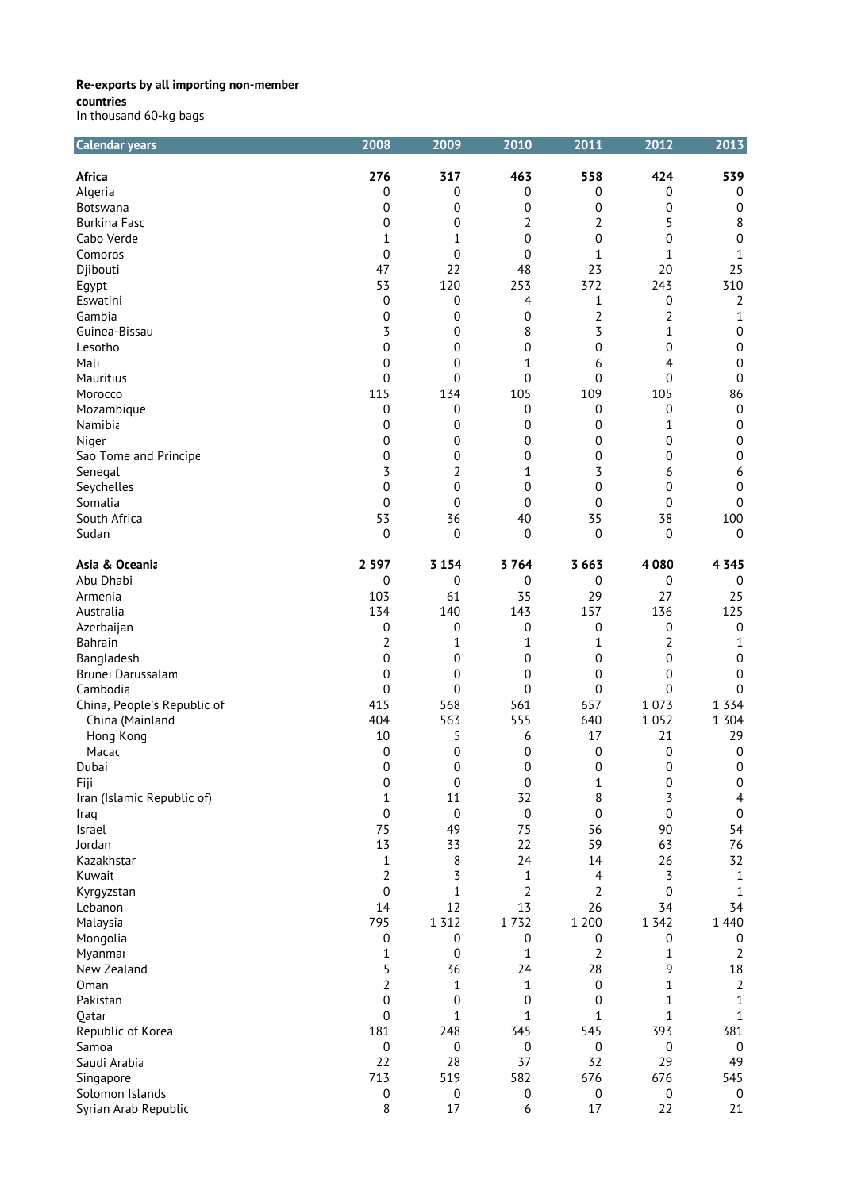**Re-exports by all importing non-member countries**

In thousand 60-kg bags

| Calendar years | 2008 | 2009 | 2010 | 2011 | 2012 | 2013 |
|---|---|---|---|---|---|---|
| **Africa** | **276** | **317** | **463** | **558** | **424** | **539** |
| Algeria | 0 | 0 | 0 | 0 | 0 | 0 |
| Botswana | 0 | 0 | 0 | 0 | 0 | 0 |
| Burkina Faso | 0 | 0 | 2 | 2 | 5 | 8 |
| Cabo Verde | 1 | 1 | 0 | 0 | 0 | 0 |
| Comoros | 0 | 0 | 0 | 1 | 1 | 1 |
| Djibouti | 47 | 22 | 48 | 23 | 20 | 25 |
| Egypt | 53 | 120 | 253 | 372 | 243 | 310 |
| Eswatini | 0 | 0 | 4 | 1 | 0 | 2 |
| Gambia | 0 | 0 | 0 | 2 | 2 | 1 |
| Guinea-Bissau | 3 | 0 | 8 | 3 | 1 | 0 |
| Lesotho | 0 | 0 | 0 | 0 | 0 | 0 |
| Mali | 0 | 0 | 1 | 6 | 4 | 0 |
| Mauritius | 0 | 0 | 0 | 0 | 0 | 0 |
| Morocco | 115 | 134 | 105 | 109 | 105 | 86 |
| Mozambique | 0 | 0 | 0 | 0 | 0 | 0 |
| Namibia | 0 | 0 | 0 | 0 | 1 | 0 |
| Niger | 0 | 0 | 0 | 0 | 0 | 0 |
| Sao Tome and Principe | 0 | 0 | 0 | 0 | 0 | 0 |
| Senegal | 3 | 2 | 1 | 3 | 6 | 6 |
| Seychelles | 0 | 0 | 0 | 0 | 0 | 0 |
| Somalia | 0 | 0 | 0 | 0 | 0 | 0 |
| South Africa | 53 | 36 | 40 | 35 | 38 | 100 |
| Sudan | 0 | 0 | 0 | 0 | 0 | 0 |
| **Asia & Oceania** | **2 597** | **3 154** | **3 764** | **3 663** | **4 080** | **4 345** |
| Abu Dhabi | 0 | 0 | 0 | 0 | 0 | 0 |
| Armenia | 103 | 61 | 35 | 29 | 27 | 25 |
| Australia | 134 | 140 | 143 | 157 | 136 | 125 |
| Azerbaijan | 0 | 0 | 0 | 0 | 0 | 0 |
| Bahrain | 2 | 1 | 1 | 1 | 2 | 1 |
| Bangladesh | 0 | 0 | 0 | 0 | 0 | 0 |
| Brunei Darussalam | 0 | 0 | 0 | 0 | 0 | 0 |
| Cambodia | 0 | 0 | 0 | 0 | 0 | 0 |
| China, People's Republic of | 415 | 568 | 561 | 657 | 1 073 | 1 334 |
| China (Mainland) | 404 | 563 | 555 | 640 | 1 052 | 1 304 |
| Hong Kong | 10 | 5 | 6 | 17 | 21 | 29 |
| Macao | 0 | 0 | 0 | 0 | 0 | 0 |
| Dubai | 0 | 0 | 0 | 0 | 0 | 0 |
| Fiji | 0 | 0 | 0 | 1 | 0 | 0 |
| Iran (Islamic Republic of) | 1 | 11 | 32 | 8 | 3 | 4 |
| Iraq | 0 | 0 | 0 | 0 | 0 | 0 |
| Israel | 75 | 49 | 75 | 56 | 90 | 54 |
| Jordan | 13 | 33 | 22 | 59 | 63 | 76 |
| Kazakhstan | 1 | 8 | 24 | 14 | 26 | 32 |
| Kuwait | 2 | 3 | 1 | 4 | 3 | 1 |
| Kyrgyzstan | 0 | 1 | 2 | 2 | 0 | 1 |
| Lebanon | 14 | 12 | 13 | 26 | 34 | 34 |
| Malaysia | 795 | 1 312 | 1 732 | 1 200 | 1 342 | 1 440 |
| Mongolia | 0 | 0 | 0 | 0 | 0 | 0 |
| Myanmar | 1 | 0 | 1 | 2 | 1 | 2 |
| New Zealand | 5 | 36 | 24 | 28 | 9 | 18 |
| Oman | 2 | 1 | 1 | 0 | 1 | 2 |
| Pakistan | 0 | 0 | 0 | 0 | 1 | 1 |
| Qatar | 0 | 1 | 1 | 1 | 1 | 1 |
| Republic of Korea | 181 | 248 | 345 | 545 | 393 | 381 |
| Samoa | 0 | 0 | 0 | 0 | 0 | 0 |
| Saudi Arabia | 22 | 28 | 37 | 32 | 29 | 49 |
| Singapore | 713 | 519 | 582 | 676 | 676 | 545 |
| Solomon Islands | 0 | 0 | 0 | 0 | 0 | 0 |
| Syrian Arab Republic | 8 | 17 | 6 | 17 | 22 | 21 |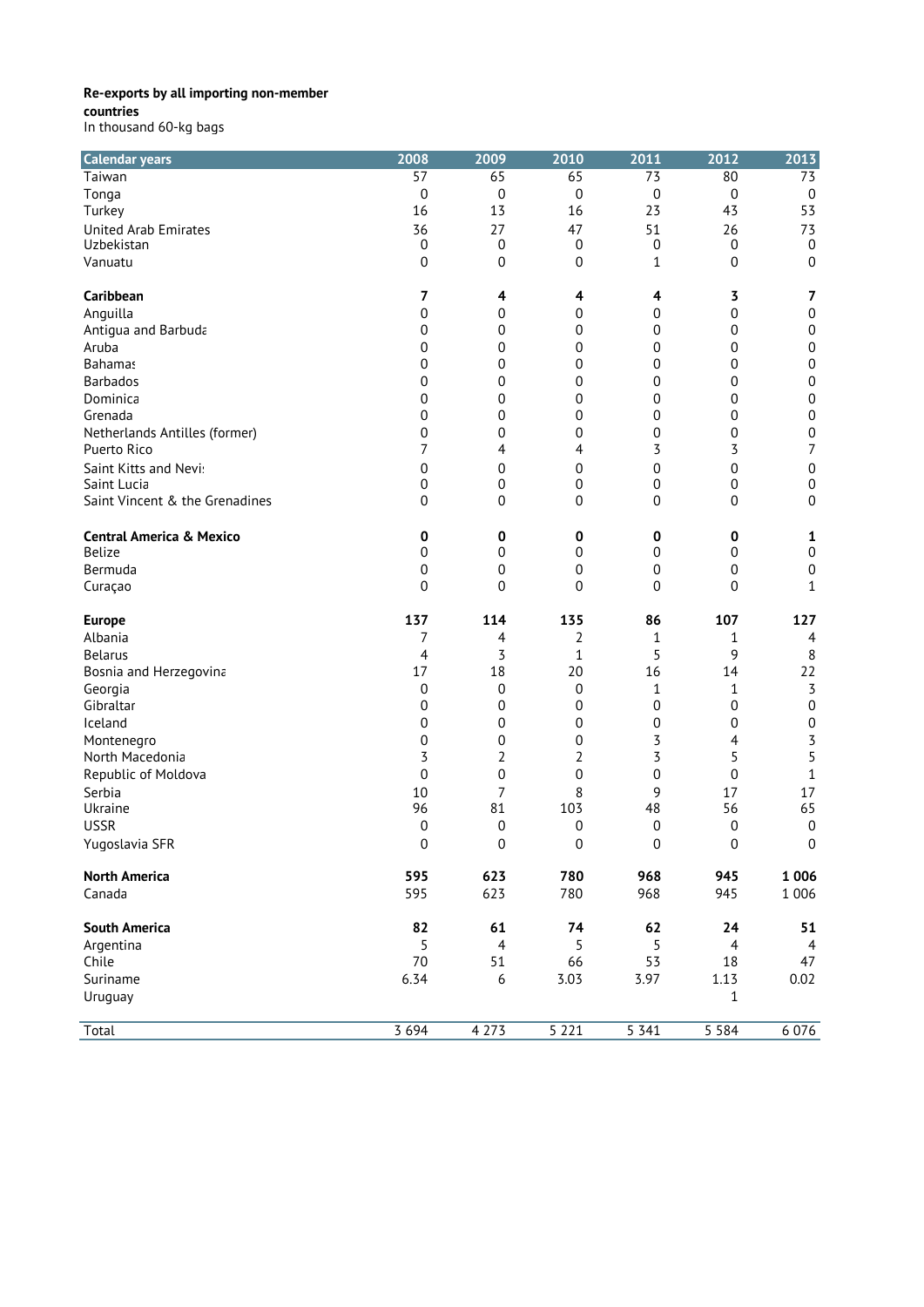**Re-exports by all importing non-member countries**
In thousand 60-kg bags

| Calendar years | 2008 | 2009 | 2010 | 2011 | 2012 | 2013 |
|---|---|---|---|---|---|---|
| Taiwan | 57 | 65 | 65 | 73 | 80 | 73 |
| Tonga | 0 | 0 | 0 | 0 | 0 | 0 |
| Turkey | 16 | 13 | 16 | 23 | 43 | 53 |
| United Arab Emirates | 36 | 27 | 47 | 51 | 26 | 73 |
| Uzbekistan | 0 | 0 | 0 | 0 | 0 | 0 |
| Vanuatu | 0 | 0 | 0 | 1 | 0 | 0 |
| | | | | | | |
| **Caribbean** | **7** | **4** | **4** | **4** | **3** | **7** |
| Anguilla | 0 | 0 | 0 | 0 | 0 | 0 |
| Antigua and Barbuda | 0 | 0 | 0 | 0 | 0 | 0 |
| Aruba | 0 | 0 | 0 | 0 | 0 | 0 |
| Bahamas | 0 | 0 | 0 | 0 | 0 | 0 |
| Barbados | 0 | 0 | 0 | 0 | 0 | 0 |
| Dominica | 0 | 0 | 0 | 0 | 0 | 0 |
| Grenada | 0 | 0 | 0 | 0 | 0 | 0 |
| Netherlands Antilles (former) | 0 | 0 | 0 | 0 | 0 | 0 |
| Puerto Rico | 7 | 4 | 4 | 3 | 3 | 7 |
| Saint Kitts and Nevis | 0 | 0 | 0 | 0 | 0 | 0 |
| Saint Lucia | 0 | 0 | 0 | 0 | 0 | 0 |
| Saint Vincent & the Grenadines | 0 | 0 | 0 | 0 | 0 | 0 |
| | | | | | | |
| **Central America & Mexico** | **0** | **0** | **0** | **0** | **0** | **1** |
| Belize | 0 | 0 | 0 | 0 | 0 | 0 |
| Bermuda | 0 | 0 | 0 | 0 | 0 | 0 |
| Curaçao | 0 | 0 | 0 | 0 | 0 | 1 |
| | | | | | | |
| **Europe** | **137** | **114** | **135** | **86** | **107** | **127** |
| Albania | 7 | 4 | 2 | 1 | 1 | 4 |
| Belarus | 4 | 3 | 1 | 5 | 9 | 8 |
| Bosnia and Herzegovina | 17 | 18 | 20 | 16 | 14 | 22 |
| Georgia | 0 | 0 | 0 | 1 | 1 | 3 |
| Gibraltar | 0 | 0 | 0 | 0 | 0 | 0 |
| Iceland | 0 | 0 | 0 | 0 | 0 | 0 |
| Montenegro | 0 | 0 | 0 | 3 | 4 | 3 |
| North Macedonia | 3 | 2 | 2 | 3 | 5 | 5 |
| Republic of Moldova | 0 | 0 | 0 | 0 | 0 | 1 |
| Serbia | 10 | 7 | 8 | 9 | 17 | 17 |
| Ukraine | 96 | 81 | 103 | 48 | 56 | 65 |
| USSR | 0 | 0 | 0 | 0 | 0 | 0 |
| Yugoslavia SFR | 0 | 0 | 0 | 0 | 0 | 0 |
| | | | | | | |
| **North America** | **595** | **623** | **780** | **968** | **945** | **1 006** |
| Canada | 595 | 623 | 780 | 968 | 945 | 1 006 |
| | | | | | | |
| **South America** | **82** | **61** | **74** | **62** | **24** | **51** |
| Argentina | 5 | 4 | 5 | 5 | 4 | 4 |
| Chile | 70 | 51 | 66 | 53 | 18 | 47 |
| Suriname | 6.34 | 6 | 3.03 | 3.97 | 1.13 | 0.02 |
| Uruguay | | | | | 1 | |
| | | | | | | |
| Total | 3 694 | 4 273 | 5 221 | 5 341 | 5 584 | 6 076 |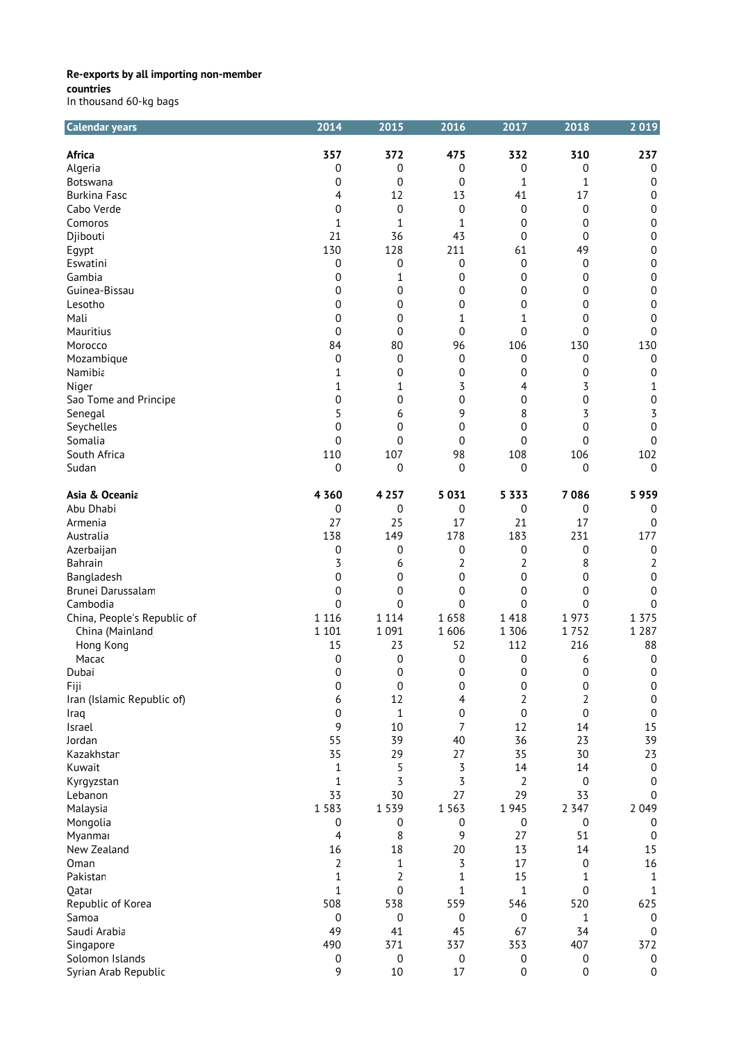**Re-exports by all importing non-member countries**

In thousand 60-kg bags

| Calendar years | 2014 | 2015 | 2016 | 2017 | 2018 | 2 019 |
|---|---|---|---|---|---|---|
| **Africa** | **357** | **372** | **475** | **332** | **310** | **237** |
| Algeria | 0 | 0 | 0 | 0 | 0 | 0 |
| Botswana | 0 | 0 | 0 | 1 | 1 | 0 |
| Burkina Faso | 4 | 12 | 13 | 41 | 17 | 0 |
| Cabo Verde | 0 | 0 | 0 | 0 | 0 | 0 |
| Comoros | 1 | 1 | 1 | 0 | 0 | 0 |
| Djibouti | 21 | 36 | 43 | 0 | 0 | 0 |
| Egypt | 130 | 128 | 211 | 61 | 49 | 0 |
| Eswatini | 0 | 0 | 0 | 0 | 0 | 0 |
| Gambia | 0 | 1 | 0 | 0 | 0 | 0 |
| Guinea-Bissau | 0 | 0 | 0 | 0 | 0 | 0 |
| Lesotho | 0 | 0 | 0 | 0 | 0 | 0 |
| Mali | 0 | 0 | 1 | 1 | 0 | 0 |
| Mauritius | 0 | 0 | 0 | 0 | 0 | 0 |
| Morocco | 84 | 80 | 96 | 106 | 130 | 130 |
| Mozambique | 0 | 0 | 0 | 0 | 0 | 0 |
| Namibia | 1 | 0 | 0 | 0 | 0 | 0 |
| Niger | 1 | 1 | 3 | 4 | 3 | 1 |
| Sao Tome and Principe | 0 | 0 | 0 | 0 | 0 | 0 |
| Senegal | 5 | 6 | 9 | 8 | 3 | 3 |
| Seychelles | 0 | 0 | 0 | 0 | 0 | 0 |
| Somalia | 0 | 0 | 0 | 0 | 0 | 0 |
| South Africa | 110 | 107 | 98 | 108 | 106 | 102 |
| Sudan | 0 | 0 | 0 | 0 | 0 | 0 |
| **Asia & Oceania** | **4 360** | **4 257** | **5 031** | **5 333** | **7 086** | **5 959** |
| Abu Dhabi | 0 | 0 | 0 | 0 | 0 | 0 |
| Armenia | 27 | 25 | 17 | 21 | 17 | 0 |
| Australia | 138 | 149 | 178 | 183 | 231 | 177 |
| Azerbaijan | 0 | 0 | 0 | 0 | 0 | 0 |
| Bahrain | 3 | 6 | 2 | 2 | 8 | 2 |
| Bangladesh | 0 | 0 | 0 | 0 | 0 | 0 |
| Brunei Darussalam | 0 | 0 | 0 | 0 | 0 | 0 |
| Cambodia | 0 | 0 | 0 | 0 | 0 | 0 |
| China, People's Republic of | 1 116 | 1 114 | 1 658 | 1 418 | 1 973 | 1 375 |
| China (Mainland) | 1 101 | 1 091 | 1 606 | 1 306 | 1 752 | 1 287 |
| Hong Kong | 15 | 23 | 52 | 112 | 216 | 88 |
| Macao | 0 | 0 | 0 | 0 | 6 | 0 |
| Dubai | 0 | 0 | 0 | 0 | 0 | 0 |
| Fiji | 0 | 0 | 0 | 0 | 0 | 0 |
| Iran (Islamic Republic of) | 6 | 12 | 4 | 2 | 2 | 0 |
| Iraq | 0 | 1 | 0 | 0 | 0 | 0 |
| Israel | 9 | 10 | 7 | 12 | 14 | 15 |
| Jordan | 55 | 39 | 40 | 36 | 23 | 39 |
| Kazakhstan | 35 | 29 | 27 | 35 | 30 | 23 |
| Kuwait | 1 | 5 | 3 | 14 | 14 | 0 |
| Kyrgyzstan | 1 | 3 | 3 | 2 | 0 | 0 |
| Lebanon | 33 | 30 | 27 | 29 | 33 | 0 |
| Malaysia | 1 583 | 1 539 | 1 563 | 1 945 | 2 347 | 2 049 |
| Mongolia | 0 | 0 | 0 | 0 | 0 | 0 |
| Myanmar | 4 | 8 | 9 | 27 | 51 | 0 |
| New Zealand | 16 | 18 | 20 | 13 | 14 | 15 |
| Oman | 2 | 1 | 3 | 17 | 0 | 16 |
| Pakistan | 1 | 2 | 1 | 15 | 1 | 1 |
| Qatar | 1 | 0 | 1 | 1 | 0 | 1 |
| Republic of Korea | 508 | 538 | 559 | 546 | 520 | 625 |
| Samoa | 0 | 0 | 0 | 0 | 1 | 0 |
| Saudi Arabia | 49 | 41 | 45 | 67 | 34 | 0 |
| Singapore | 490 | 371 | 337 | 353 | 407 | 372 |
| Solomon Islands | 0 | 0 | 0 | 0 | 0 | 0 |
| Syrian Arab Republic | 9 | 10 | 17 | 0 | 0 | 0 |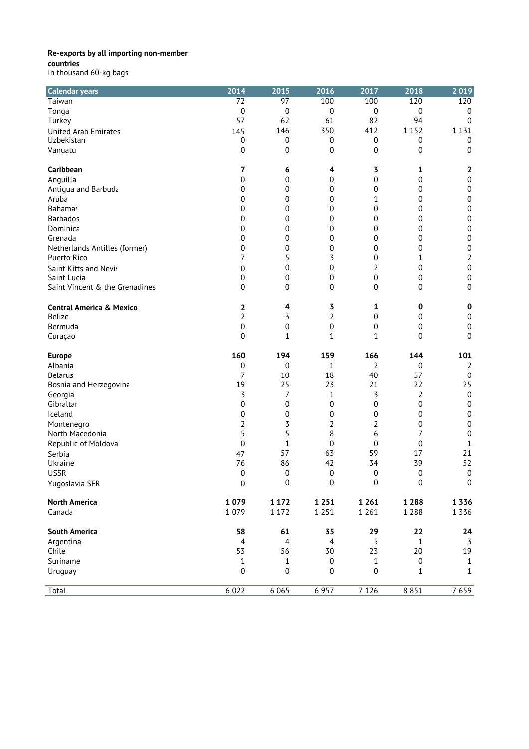**Re-exports by all importing non-member countries**

In thousand 60-kg bags

| Calendar years | 2014 | 2015 | 2016 | 2017 | 2018 | 2 019 |
|---|---|---|---|---|---|---|
| Taiwan | 72 | 97 | 100 | 100 | 120 | 120 |
| Tonga | 0 | 0 | 0 | 0 | 0 | 0 |
| Turkey | 57 | 62 | 61 | 82 | 94 | 0 |
| United Arab Emirates | 145 | 146 | 350 | 412 | 1 152 | 1 131 |
| Uzbekistan | 0 | 0 | 0 | 0 | 0 | 0 |
| Vanuatu | 0 | 0 | 0 | 0 | 0 | 0 |
| | | | | | | |
| **Caribbean** | **7** | **6** | **4** | **3** | **1** | **2** |
| Anguilla | 0 | 0 | 0 | 0 | 0 | 0 |
| Antigua and Barbuda | 0 | 0 | 0 | 0 | 0 | 0 |
| Aruba | 0 | 0 | 0 | 1 | 0 | 0 |
| Bahamas | 0 | 0 | 0 | 0 | 0 | 0 |
| Barbados | 0 | 0 | 0 | 0 | 0 | 0 |
| Dominica | 0 | 0 | 0 | 0 | 0 | 0 |
| Grenada | 0 | 0 | 0 | 0 | 0 | 0 |
| Netherlands Antilles (former) | 0 | 0 | 0 | 0 | 0 | 0 |
| Puerto Rico | 7 | 5 | 3 | 0 | 1 | 2 |
| Saint Kitts and Nevis | 0 | 0 | 0 | 2 | 0 | 0 |
| Saint Lucia | 0 | 0 | 0 | 0 | 0 | 0 |
| Saint Vincent & the Grenadines | 0 | 0 | 0 | 0 | 0 | 0 |
| | | | | | | |
| **Central America & Mexico** | **2** | **4** | **3** | **1** | **0** | **0** |
| Belize | 2 | 3 | 2 | 0 | 0 | 0 |
| Bermuda | 0 | 0 | 0 | 0 | 0 | 0 |
| Curaçao | 0 | 1 | 1 | 1 | 0 | 0 |
| | | | | | | |
| **Europe** | **160** | **194** | **159** | **166** | **144** | **101** |
| Albania | 0 | 0 | 1 | 2 | 0 | 2 |
| Belarus | 7 | 10 | 18 | 40 | 57 | 0 |
| Bosnia and Herzegovina | 19 | 25 | 23 | 21 | 22 | 25 |
| Georgia | 3 | 7 | 1 | 3 | 2 | 0 |
| Gibraltar | 0 | 0 | 0 | 0 | 0 | 0 |
| Iceland | 0 | 0 | 0 | 0 | 0 | 0 |
| Montenegro | 2 | 3 | 2 | 2 | 0 | 0 |
| North Macedonia | 5 | 5 | 8 | 6 | 7 | 0 |
| Republic of Moldova | 0 | 1 | 0 | 0 | 0 | 1 |
| Serbia | 47 | 57 | 63 | 59 | 17 | 21 |
| Ukraine | 76 | 86 | 42 | 34 | 39 | 52 |
| USSR | 0 | 0 | 0 | 0 | 0 | 0 |
| Yugoslavia SFR | 0 | 0 | 0 | 0 | 0 | 0 |
| | | | | | | |
| **North America** | **1 079** | **1 172** | **1 251** | **1 261** | **1 288** | **1 336** |
| Canada | 1 079 | 1 172 | 1 251 | 1 261 | 1 288 | 1 336 |
| | | | | | | |
| **South America** | **58** | **61** | **35** | **29** | **22** | **24** |
| Argentina | 4 | 4 | 4 | 5 | 1 | 3 |
| Chile | 53 | 56 | 30 | 23 | 20 | 19 |
| Suriname | 1 | 1 | 0 | 1 | 0 | 1 |
| Uruguay | 0 | 0 | 0 | 0 | 1 | 1 |
| | | | | | | |
| Total | 6 022 | 6 065 | 6 957 | 7 126 | 8 851 | 7 659 |